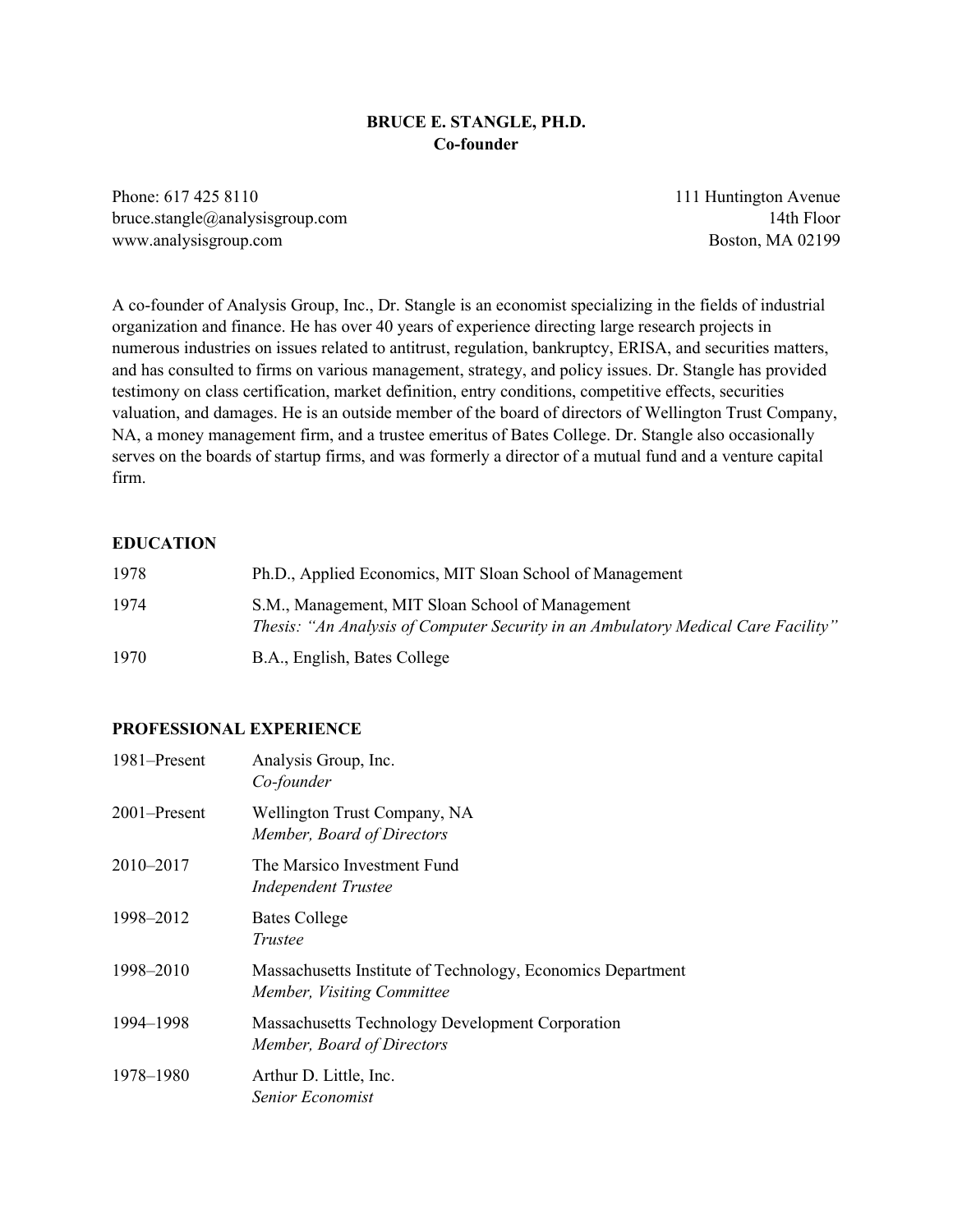# BRUCE E. STANGLE, PH.D.
**Co-founder**

Phone: 617 425 8110
bruce.stangle@analysisgroup.com
www.analysisgroup.com

111 Huntington Avenue
14th Floor
Boston, MA 02199

A co-founder of Analysis Group, Inc., Dr. Stangle is an economist specializing in the fields of industrial organization and finance. He has over 40 years of experience directing large research projects in numerous industries on issues related to antitrust, regulation, bankruptcy, ERISA, and securities matters, and has consulted to firms on various management, strategy, and policy issues. Dr. Stangle has provided testimony on class certification, market definition, entry conditions, competitive effects, securities valuation, and damages. He is an outside member of the board of directors of Wellington Trust Company, NA, a money management firm, and a trustee emeritus of Bates College. Dr. Stangle also occasionally serves on the boards of startup firms, and was formerly a director of a mutual fund and a venture capital firm.

## EDUCATION

| | |
|---|---|
| 1978 | Ph.D., Applied Economics, MIT Sloan School of Management |
| 1974 | S.M., Management, MIT Sloan School of Management<br>*Thesis: "An Analysis of Computer Security in an Ambulatory Medical Care Facility"* |
| 1970 | B.A., English, Bates College |

## PROFESSIONAL EXPERIENCE

| | |
|---|---|
| 1981–Present | Analysis Group, Inc.<br>*Co-founder* |
| 2001–Present | Wellington Trust Company, NA<br>*Member, Board of Directors* |
| 2010–2017 | The Marsico Investment Fund<br>*Independent Trustee* |
| 1998–2012 | Bates College<br>*Trustee* |
| 1998–2010 | Massachusetts Institute of Technology, Economics Department<br>*Member, Visiting Committee* |
| 1994–1998 | Massachusetts Technology Development Corporation<br>*Member, Board of Directors* |
| 1978–1980 | Arthur D. Little, Inc.<br>*Senior Economist* |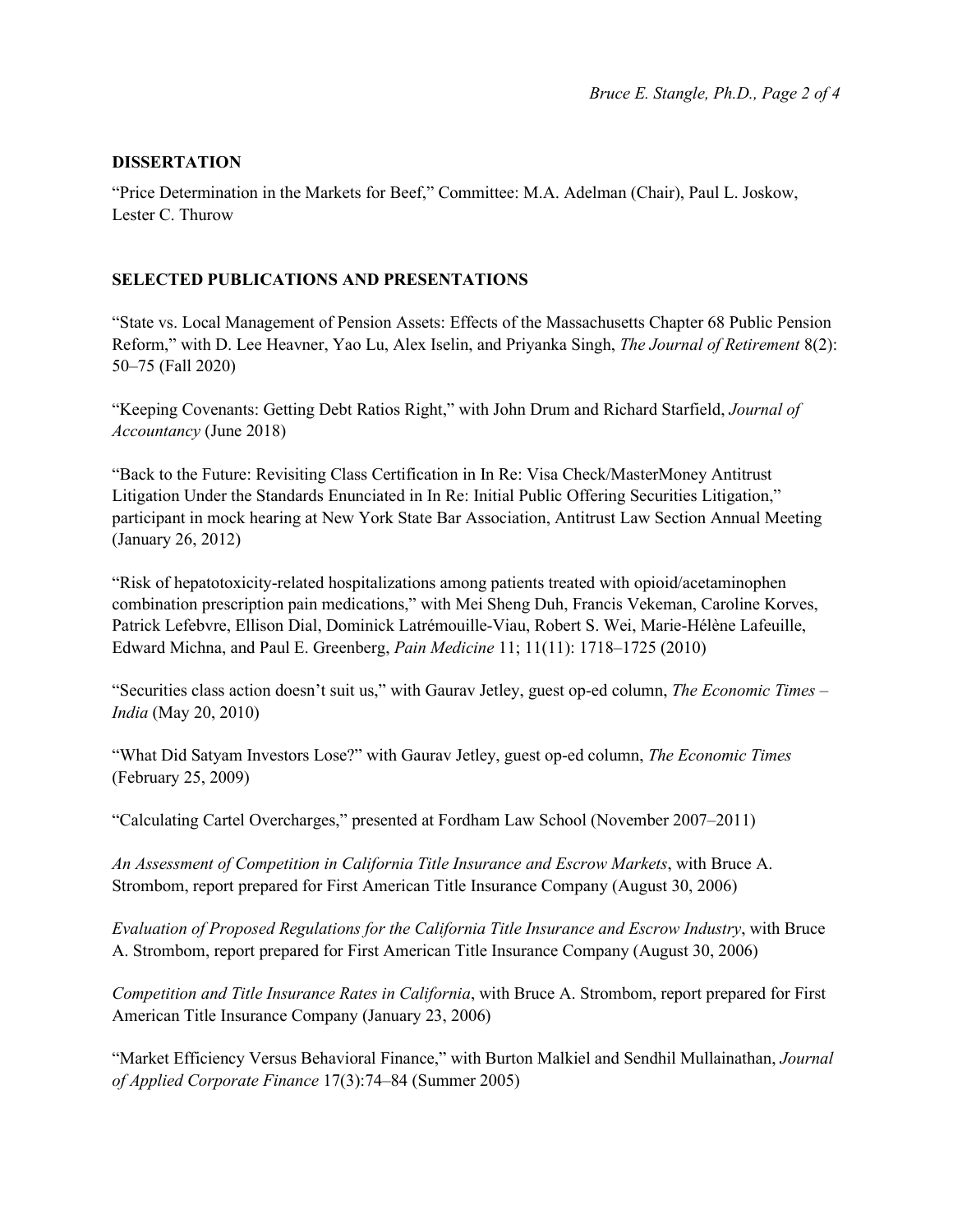## DISSERTATION

"Price Determination in the Markets for Beef," Committee: M.A. Adelman (Chair), Paul L. Joskow, Lester C. Thurow

## SELECTED PUBLICATIONS AND PRESENTATIONS

"State vs. Local Management of Pension Assets: Effects of the Massachusetts Chapter 68 Public Pension Reform," with D. Lee Heavner, Yao Lu, Alex Iselin, and Priyanka Singh, *The Journal of Retirement* 8(2): 50–75 (Fall 2020)

"Keeping Covenants: Getting Debt Ratios Right," with John Drum and Richard Starfield, *Journal of Accountancy* (June 2018)

"Back to the Future: Revisiting Class Certification in In Re: Visa Check/MasterMoney Antitrust Litigation Under the Standards Enunciated in In Re: Initial Public Offering Securities Litigation," participant in mock hearing at New York State Bar Association, Antitrust Law Section Annual Meeting (January 26, 2012)

"Risk of hepatotoxicity-related hospitalizations among patients treated with opioid/acetaminophen combination prescription pain medications," with Mei Sheng Duh, Francis Vekeman, Caroline Korves, Patrick Lefebvre, Ellison Dial, Dominick Latrémouille-Viau, Robert S. Wei, Marie-Hélène Lafeuille, Edward Michna, and Paul E. Greenberg, *Pain Medicine* 11; 11(11): 1718–1725 (2010)

"Securities class action doesn't suit us," with Gaurav Jetley, guest op-ed column, *The Economic Times – India* (May 20, 2010)

"What Did Satyam Investors Lose?" with Gaurav Jetley, guest op-ed column, *The Economic Times* (February 25, 2009)

"Calculating Cartel Overcharges," presented at Fordham Law School (November 2007–2011)

*An Assessment of Competition in California Title Insurance and Escrow Markets*, with Bruce A. Strombom, report prepared for First American Title Insurance Company (August 30, 2006)

*Evaluation of Proposed Regulations for the California Title Insurance and Escrow Industry*, with Bruce A. Strombom, report prepared for First American Title Insurance Company (August 30, 2006)

*Competition and Title Insurance Rates in California*, with Bruce A. Strombom, report prepared for First American Title Insurance Company (January 23, 2006)

"Market Efficiency Versus Behavioral Finance," with Burton Malkiel and Sendhil Mullainathan, *Journal of Applied Corporate Finance* 17(3):74–84 (Summer 2005)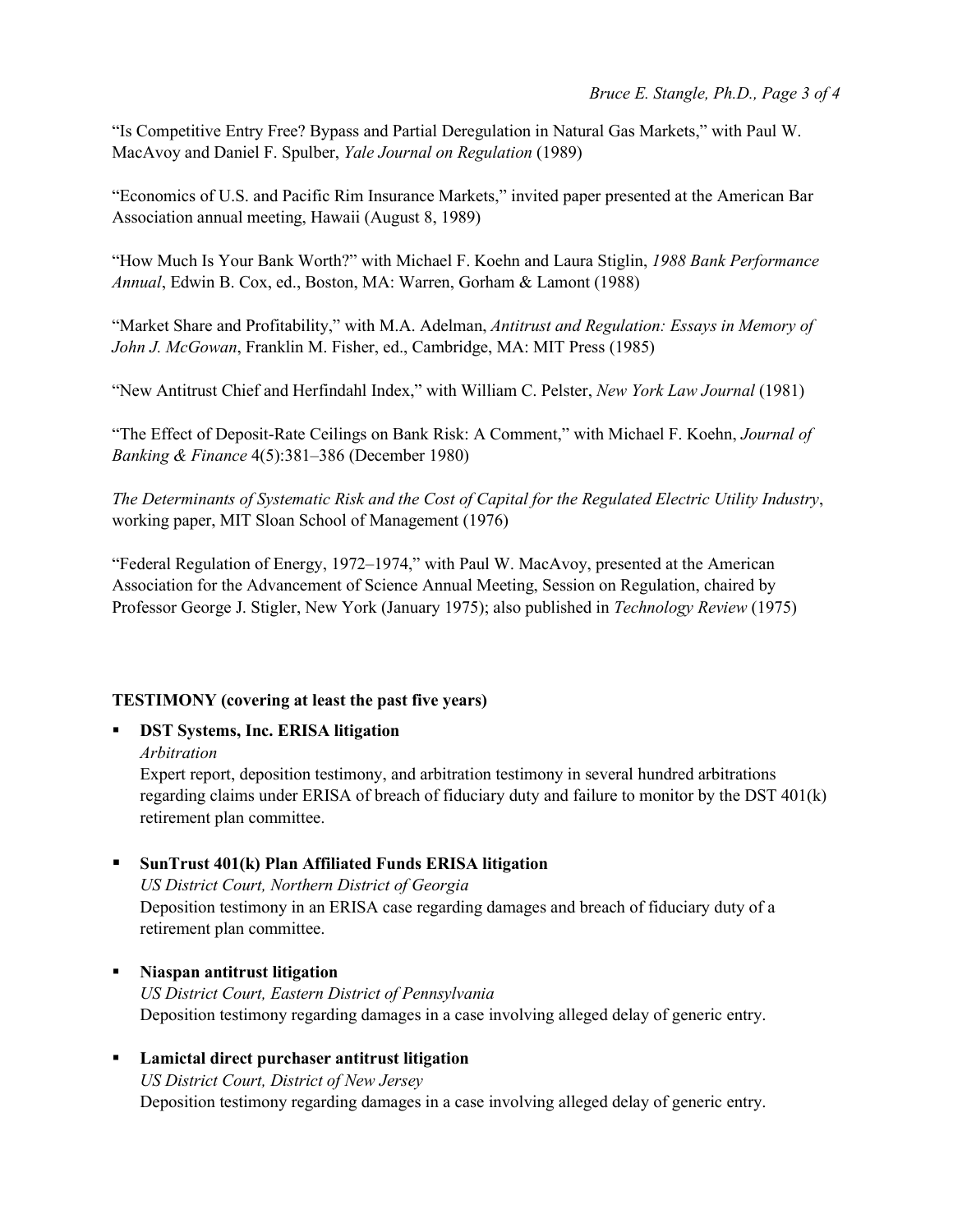"Is Competitive Entry Free? Bypass and Partial Deregulation in Natural Gas Markets," with Paul W. MacAvoy and Daniel F. Spulber, *Yale Journal on Regulation* (1989)

"Economics of U.S. and Pacific Rim Insurance Markets," invited paper presented at the American Bar Association annual meeting, Hawaii (August 8, 1989)

"How Much Is Your Bank Worth?" with Michael F. Koehn and Laura Stiglin, *1988 Bank Performance Annual*, Edwin B. Cox, ed., Boston, MA: Warren, Gorham & Lamont (1988)

"Market Share and Profitability," with M.A. Adelman, *Antitrust and Regulation: Essays in Memory of John J. McGowan*, Franklin M. Fisher, ed., Cambridge, MA: MIT Press (1985)

"New Antitrust Chief and Herfindahl Index," with William C. Pelster, *New York Law Journal* (1981)

"The Effect of Deposit-Rate Ceilings on Bank Risk: A Comment," with Michael F. Koehn, *Journal of Banking & Finance* 4(5):381–386 (December 1980)

*The Determinants of Systematic Risk and the Cost of Capital for the Regulated Electric Utility Industry*, working paper, MIT Sloan School of Management (1976)

"Federal Regulation of Energy, 1972–1974," with Paul W. MacAvoy, presented at the American Association for the Advancement of Science Annual Meeting, Session on Regulation, chaired by Professor George J. Stigler, New York (January 1975); also published in *Technology Review* (1975)

**TESTIMONY (covering at least the past five years)**

- **DST Systems, Inc. ERISA litigation**
  *Arbitration*
  Expert report, deposition testimony, and arbitration testimony in several hundred arbitrations regarding claims under ERISA of breach of fiduciary duty and failure to monitor by the DST 401(k) retirement plan committee.

- **SunTrust 401(k) Plan Affiliated Funds ERISA litigation**
  *US District Court, Northern District of Georgia*
  Deposition testimony in an ERISA case regarding damages and breach of fiduciary duty of a retirement plan committee.

- **Niaspan antitrust litigation**
  *US District Court, Eastern District of Pennsylvania*
  Deposition testimony regarding damages in a case involving alleged delay of generic entry.

- **Lamictal direct purchaser antitrust litigation**
  *US District Court, District of New Jersey*
  Deposition testimony regarding damages in a case involving alleged delay of generic entry.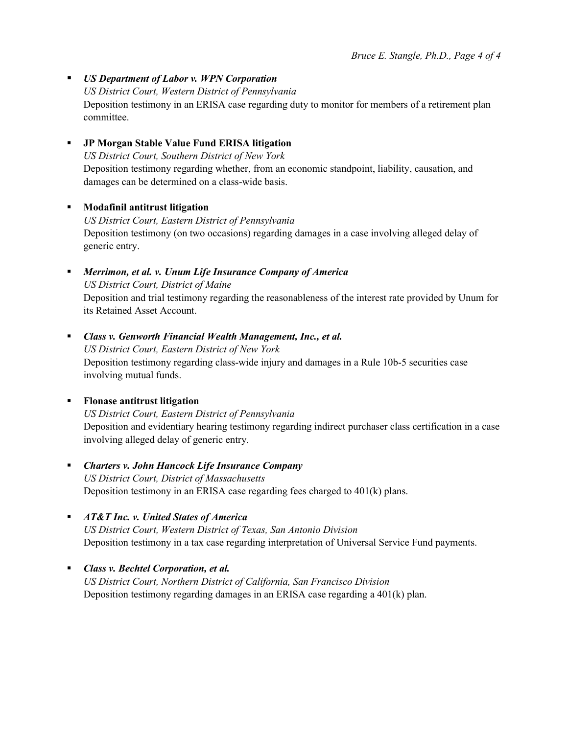- ***US Department of Labor v. WPN Corporation***
  *US District Court, Western District of Pennsylvania*
  Deposition testimony in an ERISA case regarding duty to monitor for members of a retirement plan committee.

- **JP Morgan Stable Value Fund ERISA litigation**
  *US District Court, Southern District of New York*
  Deposition testimony regarding whether, from an economic standpoint, liability, causation, and damages can be determined on a class-wide basis.

- **Modafinil antitrust litigation**
  *US District Court, Eastern District of Pennsylvania*
  Deposition testimony (on two occasions) regarding damages in a case involving alleged delay of generic entry.

- ***Merrimon, et al. v. Unum Life Insurance Company of America***
  *US District Court, District of Maine*
  Deposition and trial testimony regarding the reasonableness of the interest rate provided by Unum for its Retained Asset Account.

- ***Class v. Genworth Financial Wealth Management, Inc., et al.***
  *US District Court, Eastern District of New York*
  Deposition testimony regarding class-wide injury and damages in a Rule 10b-5 securities case involving mutual funds.

- **Flonase antitrust litigation**
  *US District Court, Eastern District of Pennsylvania*
  Deposition and evidentiary hearing testimony regarding indirect purchaser class certification in a case involving alleged delay of generic entry.

- ***Charters v. John Hancock Life Insurance Company***
  *US District Court, District of Massachusetts*
  Deposition testimony in an ERISA case regarding fees charged to 401(k) plans.

- ***AT&T Inc. v. United States of America***
  *US District Court, Western District of Texas, San Antonio Division*
  Deposition testimony in a tax case regarding interpretation of Universal Service Fund payments.

- ***Class v. Bechtel Corporation, et al.***
  *US District Court, Northern District of California, San Francisco Division*
  Deposition testimony regarding damages in an ERISA case regarding a 401(k) plan.